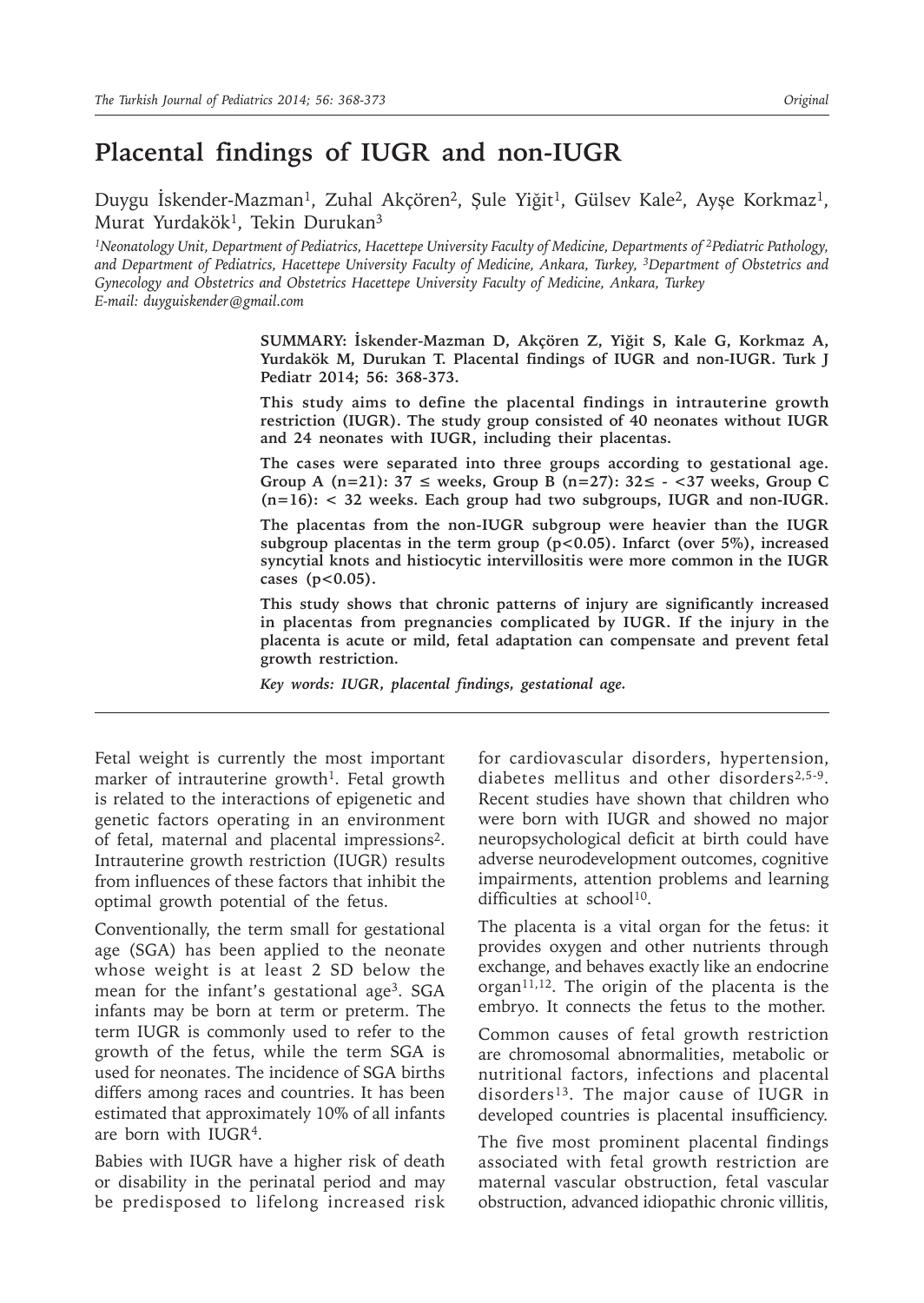# Placental findings of IUGR and non-IUGR

Duygu İskender-Mazman[1], Zuhal Akçören[2], Şule Yiğit[1], Gülsev Kale[2], Ayşe Korkmaz[1], Murat Yurdakök[1], Tekin Durukan[3]

*[1]Neonatology Unit, Department of Pediatrics, Hacettepe University Faculty of Medicine, Departments of [2]Pediatric Pathology, and Department of Pediatrics, Hacettepe University Faculty of Medicine, Ankara, Turkey, [3]Department of Obstetrics and Gynecology and Obstetrics and Obstetrics Hacettepe University Faculty of Medicine, Ankara, Turkey*
*E-mail: duyguiskender@gmail.com*

**SUMMARY: İskender-Mazman D, Akçören Z, Yiğit S, Kale G, Korkmaz A, Yurdakök M, Durukan T. Placental findings of IUGR and non-IUGR. Turk J Pediatr 2014; 56: 368-373.**

**This study aims to define the placental findings in intrauterine growth restriction (IUGR). The study group consisted of 40 neonates without IUGR and 24 neonates with IUGR, including their placentas.**

**The cases were separated into three groups according to gestational age. Group A (n=21): 37 ≤ weeks, Group B (n=27): 32≤ - <37 weeks, Group C (n=16): < 32 weeks. Each group had two subgroups, IUGR and non-IUGR.**

**The placentas from the non-IUGR subgroup were heavier than the IUGR subgroup placentas in the term group ($p<0.05$). Infarct (over 5%), increased syncytial knots and histiocytic intervillositis were more common in the IUGR cases ($p<0.05$).**

**This study shows that chronic patterns of injury are significantly increased in placentas from pregnancies complicated by IUGR. If the injury in the placenta is acute or mild, fetal adaptation can compensate and prevent fetal growth restriction.**

***Key words: IUGR, placental findings, gestational age.***

Fetal weight is currently the most important marker of intrauterine growth[1]. Fetal growth is related to the interactions of epigenetic and genetic factors operating in an environment of fetal, maternal and placental impressions[2]. Intrauterine growth restriction (IUGR) results from influences of these factors that inhibit the optimal growth potential of the fetus.

Conventionally, the term small for gestational age (SGA) has been applied to the neonate whose weight is at least 2 SD below the mean for the infant's gestational age[3]. SGA infants may be born at term or preterm. The term IUGR is commonly used to refer to the growth of the fetus, while the term SGA is used for neonates. The incidence of SGA births differs among races and countries. It has been estimated that approximately 10% of all infants are born with IUGR[4].

Babies with IUGR have a higher risk of death or disability in the perinatal period and may be predisposed to lifelong increased risk for cardiovascular disorders, hypertension, diabetes mellitus and other disorders[2,5-9]. Recent studies have shown that children who were born with IUGR and showed no major neuropsychological deficit at birth could have adverse neurodevelopment outcomes, cognitive impairments, attention problems and learning difficulties at school[10].

The placenta is a vital organ for the fetus: it provides oxygen and other nutrients through exchange, and behaves exactly like an endocrine organ[11,12]. The origin of the placenta is the embryo. It connects the fetus to the mother.

Common causes of fetal growth restriction are chromosomal abnormalities, metabolic or nutritional factors, infections and placental disorders[13]. The major cause of IUGR in developed countries is placental insufficiency.

The five most prominent placental findings associated with fetal growth restriction are maternal vascular obstruction, fetal vascular obstruction, advanced idiopathic chronic villitis,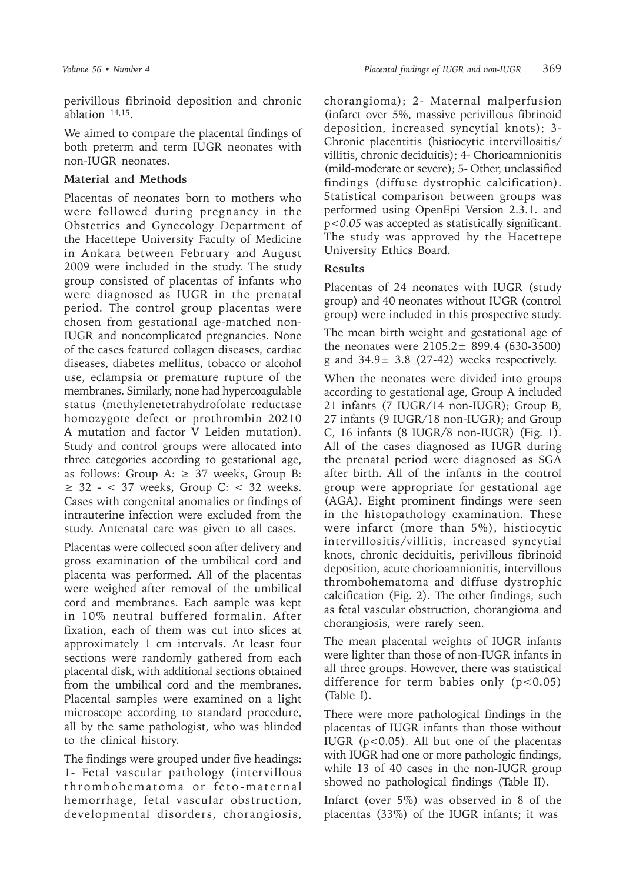perivillous fibrinoid deposition and chronic ablation [14,15].

We aimed to compare the placental findings of both preterm and term IUGR neonates with non-IUGR neonates.

## Material and Methods

Placentas of neonates born to mothers who were followed during pregnancy in the Obstetrics and Gynecology Department of the Hacettepe University Faculty of Medicine in Ankara between February and August 2009 were included in the study. The study group consisted of placentas of infants who were diagnosed as IUGR in the prenatal period. The control group placentas were chosen from gestational age-matched non-IUGR and noncomplicated pregnancies. None of the cases featured collagen diseases, cardiac diseases, diabetes mellitus, tobacco or alcohol use, eclampsia or premature rupture of the membranes. Similarly, none had hypercoagulable status (methylenetetrahydrofolate reductase homozygote defect or prothrombin 20210 A mutation and factor V Leiden mutation). Study and control groups were allocated into three categories according to gestational age, as follows: Group A: $\geq$ 37 weeks, Group B: $\geq$ 32 - $<$ 37 weeks, Group C: $<$ 32 weeks. Cases with congenital anomalies or findings of intrauterine infection were excluded from the study. Antenatal care was given to all cases.

Placentas were collected soon after delivery and gross examination of the umbilical cord and placenta was performed. All of the placentas were weighed after removal of the umbilical cord and membranes. Each sample was kept in 10% neutral buffered formalin. After fixation, each of them was cut into slices at approximately 1 cm intervals. At least four sections were randomly gathered from each placental disk, with additional sections obtained from the umbilical cord and the membranes. Placental samples were examined on a light microscope according to standard procedure, all by the same pathologist, who was blinded to the clinical history.

The findings were grouped under five headings: 1- Fetal vascular pathology (intervillous thrombohematoma or feto-maternal hemorrhage, fetal vascular obstruction, developmental disorders, chorangiosis, chorangioma); 2- Maternal malperfusion (infarct over 5%, massive perivillous fibrinoid deposition, increased syncytial knots); 3- Chronic placentitis (histiocytic intervillositis/villitis, chronic deciduitis); 4- Chorioamnionitis (mild-moderate or severe); 5- Other, unclassified findings (diffuse dystrophic calcification). Statistical comparison between groups was performed using OpenEpi Version 2.3.1. and $p<0.05$ was accepted as statistically significant. The study was approved by the Hacettepe University Ethics Board.

## Results

Placentas of 24 neonates with IUGR (study group) and 40 neonates without IUGR (control group) were included in this prospective study.

The mean birth weight and gestational age of the neonates were 2105.2$\pm$ 899.4 (630-3500) g and 34.9$\pm$ 3.8 (27-42) weeks respectively.

When the neonates were divided into groups according to gestational age, Group A included 21 infants (7 IUGR/14 non-IUGR); Group B, 27 infants (9 IUGR/18 non-IUGR); and Group C, 16 infants (8 IUGR/8 non-IUGR) (Fig. 1). All of the cases diagnosed as IUGR during the prenatal period were diagnosed as SGA after birth. All of the infants in the control group were appropriate for gestational age (AGA). Eight prominent findings were seen in the histopathology examination. These were infarct (more than 5%), histiocytic intervillositis/villitis, increased syncytial knots, chronic deciduitis, perivillous fibrinoid deposition, acute chorioamnionitis, intervillous thrombohematoma and diffuse dystrophic calcification (Fig. 2). The other findings, such as fetal vascular obstruction, chorangioma and chorangiosis, were rarely seen.

The mean placental weights of IUGR infants were lighter than those of non-IUGR infants in all three groups. However, there was statistical difference for term babies only ($p<0.05$) (Table I).

There were more pathological findings in the placentas of IUGR infants than those without IUGR ($p<0.05$). All but one of the placentas with IUGR had one or more pathologic findings, while 13 of 40 cases in the non-IUGR group showed no pathological findings (Table II).

Infarct (over 5%) was observed in 8 of the placentas (33%) of the IUGR infants; it was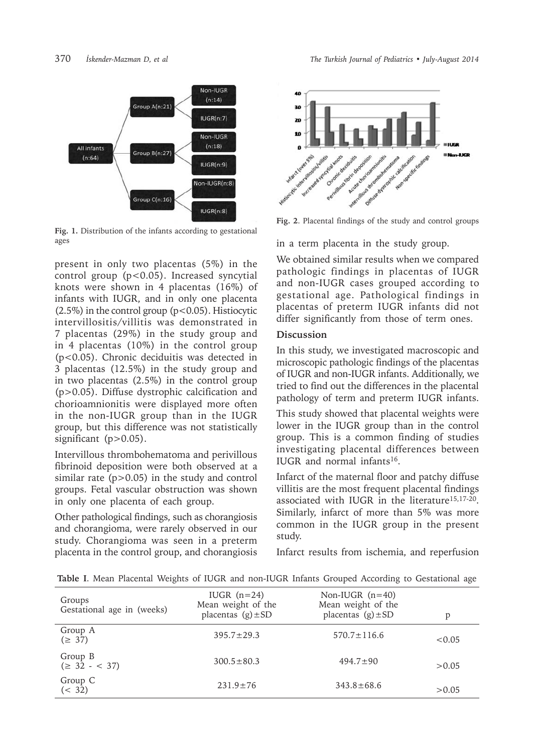Fig. 1. Distribution of the infants according to gestational ages

present in only two placentas (5%) in the control group ($p<0.05$). Increased syncytial knots were shown in 4 placentas (16%) of infants with IUGR, and in only one placenta (2.5%) in the control group ($p<0.05$). Histiocytic intervillositis/villitis was demonstrated in 7 placentas (29%) in the study group and in 4 placentas (10%) in the control group ($p<0.05$). Chronic deciduitis was detected in 3 placentas (12.5%) in the study group and in two placentas (2.5%) in the control group ($p>0.05$). Diffuse dystrophic calcification and chorioamnionitis were displayed more often in the non-IUGR group than in the IUGR group, but this difference was not statistically significant ($p>0.05$).

Intervillous thrombohematoma and perivillous fibrinoid deposition were both observed at a similar rate ($p>0.05$) in the study and control groups. Fetal vascular obstruction was shown in only one placenta of each group.

Other pathological findings, such as chorangiosis and chorangioma, were rarely observed in our study. Chorangioma was seen in a preterm placenta in the control group, and chorangiosis in a term placenta in the study group.

Fig. 2. Placental findings of the study and control groups

We obtained similar results when we compared pathologic findings in placentas of IUGR and non-IUGR cases grouped according to gestational age. Pathological findings in placentas of preterm IUGR infants did not differ significantly from those of term ones.

## Discussion

In this study, we investigated macroscopic and microscopic pathologic findings of the placentas of IUGR and non-IUGR infants. Additionally, we tried to find out the differences in the placental pathology of term and preterm IUGR infants.

This study showed that placental weights were lower in the IUGR group than in the control group. This is a common finding of studies investigating placental differences between IUGR and normal infants[16].

Infarct of the maternal floor and patchy diffuse villitis are the most frequent placental findings associated with IUGR in the literature[15,17-20]. Similarly, infarct of more than 5% was more common in the IUGR group in the present study.

Infarct results from ischemia, and reperfusion

**Table I**. Mean Placental Weights of IUGR and non-IUGR Infants Grouped According to Gestational age

| Groups Gestational age in (weeks) | IUGR (n=24) Mean weight of the placentas (g)±SD | Non-IUGR (n=40) Mean weight of the placentas (g)±SD | p |
|---|---|---|---|
| Group A (≥ 37) | 395.7±29.3 | 570.7±116.6 | <0.05 |
| Group B (≥ 32 - < 37) | 300.5±80.3 | 494.7±90 | >0.05 |
| Group C (< 32) | 231.9±76 | 343.8±68.6 | >0.05 |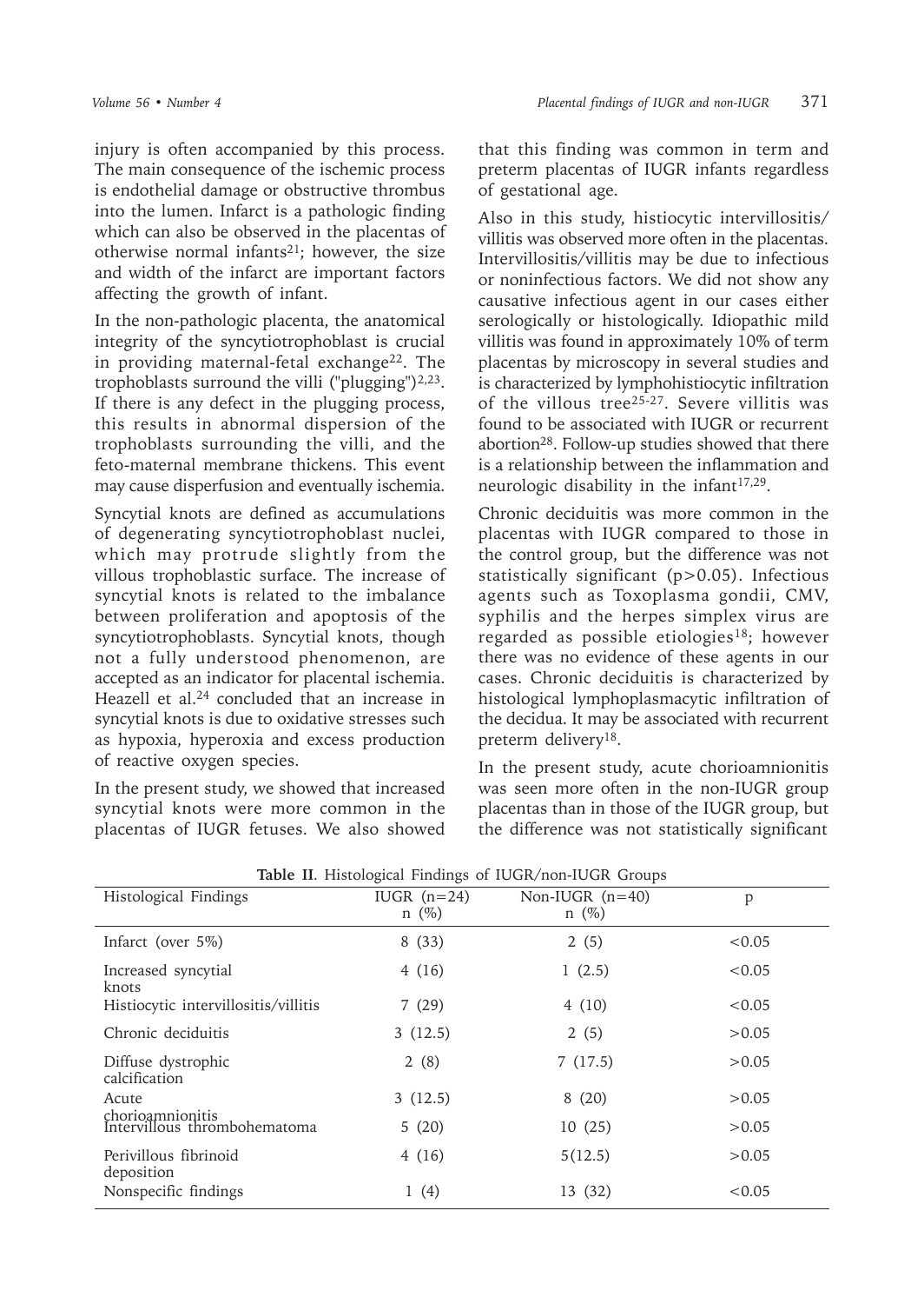injury is often accompanied by this process. The main consequence of the ischemic process is endothelial damage or obstructive thrombus into the lumen. Infarct is a pathologic finding which can also be observed in the placentas of otherwise normal infants[21]; however, the size and width of the infarct are important factors affecting the growth of infant.

In the non-pathologic placenta, the anatomical integrity of the syncytiotrophoblast is crucial in providing maternal-fetal exchange[22]. The trophoblasts surround the villi ("plugging")[2,23]. If there is any defect in the plugging process, this results in abnormal dispersion of the trophoblasts surrounding the villi, and the feto-maternal membrane thickens. This event may cause disperfusion and eventually ischemia.

Syncytial knots are defined as accumulations of degenerating syncytiotrophoblast nuclei, which may protrude slightly from the villous trophoblastic surface. The increase of syncytial knots is related to the imbalance between proliferation and apoptosis of the syncytiotrophoblasts. Syncytial knots, though not a fully understood phenomenon, are accepted as an indicator for placental ischemia. Heazell et al.[24] concluded that an increase in syncytial knots is due to oxidative stresses such as hypoxia, hyperoxia and excess production of reactive oxygen species.

In the present study, we showed that increased syncytial knots were more common in the placentas of IUGR fetuses. We also showed that this finding was common in term and preterm placentas of IUGR infants regardless of gestational age.

Also in this study, histiocytic intervillositis/villitis was observed more often in the placentas. Intervillositis/villitis may be due to infectious or noninfectious factors. We did not show any causative infectious agent in our cases either serologically or histologically. Idiopathic mild villitis was found in approximately 10% of term placentas by microscopy in several studies and is characterized by lymphohistiocytic infiltration of the villous tree[25-27]. Severe villitis was found to be associated with IUGR or recurrent abortion[28]. Follow-up studies showed that there is a relationship between the inflammation and neurologic disability in the infant[17,29].

Chronic deciduitis was more common in the placentas with IUGR compared to those in the control group, but the difference was not statistically significant ($p>0.05$). Infectious agents such as Toxoplasma gondii, CMV, syphilis and the herpes simplex virus are regarded as possible etiologies[18]; however there was no evidence of these agents in our cases. Chronic deciduitis is characterized by histological lymphoplasmacytic infiltration of the decidua. It may be associated with recurrent preterm delivery[18].

In the present study, acute chorioamnionitis was seen more often in the non-IUGR group placentas than in those of the IUGR group, but the difference was not statistically significant

**Table II**. Histological Findings of IUGR/non-IUGR Groups

| Histological Findings | IUGR (n=24) n (%) | Non-IUGR (n=40) n (%) | p |
|---|---|---|---|
| Infarct (over 5%) | 8 (33) | 2 (5) | <0.05 |
| Increased syncytial knots | 4 (16) | 1 (2.5) | <0.05 |
| Histiocytic intervillositis/villitis | 7 (29) | 4 (10) | <0.05 |
| Chronic deciduitis | 3 (12.5) | 2 (5) | >0.05 |
| Diffuse dystrophic calcification | 2 (8) | 7 (17.5) | >0.05 |
| Acute chorioamnionitis | 3 (12.5) | 8 (20) | >0.05 |
| Intervillous thrombohematoma | 5 (20) | 10 (25) | >0.05 |
| Perivillous fibrinoid deposition | 4 (16) | 5(12.5) | >0.05 |
| Nonspecific findings | 1 (4) | 13 (32) | <0.05 |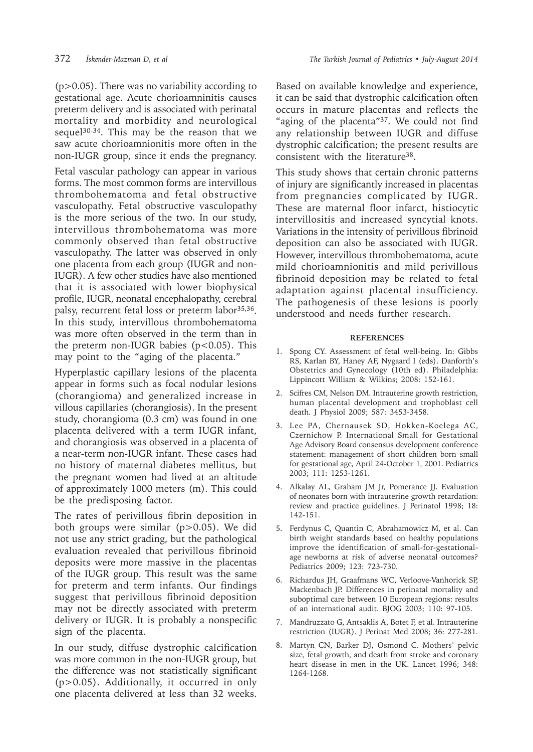(p>0.05). There was no variability according to gestational age. Acute chorioamninitis causes preterm delivery and is associated with perinatal mortality and morbidity and neurological sequel[30-34]. This may be the reason that we saw acute chorioamnionitis more often in the non-IUGR group, since it ends the pregnancy.

Fetal vascular pathology can appear in various forms. The most common forms are intervillous thrombohematoma and fetal obstructive vasculopathy. Fetal obstructive vasculopathy is the more serious of the two. In our study, intervillous thrombohematoma was more commonly observed than fetal obstructive vasculopathy. The latter was observed in only one placenta from each group (IUGR and non-IUGR). A few other studies have also mentioned that it is associated with lower biophysical profile, IUGR, neonatal encephalopathy, cerebral palsy, recurrent fetal loss or preterm labor[35,36]. In this study, intervillous thrombohematoma was more often observed in the term than in the preterm non-IUGR babies (p<0.05). This may point to the "aging of the placenta."

Hyperplastic capillary lesions of the placenta appear in forms such as focal nodular lesions (chorangioma) and generalized increase in villous capillaries (chorangiosis). In the present study, chorangioma (0.3 cm) was found in one placenta delivered with a term IUGR infant, and chorangiosis was observed in a placenta of a near-term non-IUGR infant. These cases had no history of maternal diabetes mellitus, but the pregnant women had lived at an altitude of approximately 1000 meters (m). This could be the predisposing factor.

The rates of perivillous fibrin deposition in both groups were similar (p>0.05). We did not use any strict grading, but the pathological evaluation revealed that perivillous fibrinoid deposits were more massive in the placentas of the IUGR group. This result was the same for preterm and term infants. Our findings suggest that perivillous fibrinoid deposition may not be directly associated with preterm delivery or IUGR. It is probably a nonspecific sign of the placenta.

In our study, diffuse dystrophic calcification was more common in the non-IUGR group, but the difference was not statistically significant (p>0.05). Additionally, it occurred in only one placenta delivered at less than 32 weeks. Based on available knowledge and experience, it can be said that dystrophic calcification often occurs in mature placentas and reflects the "aging of the placenta"[37]. We could not find any relationship between IUGR and diffuse dystrophic calcification; the present results are consistent with the literature[38].

This study shows that certain chronic patterns of injury are significantly increased in placentas from pregnancies complicated by IUGR. These are maternal floor infarct, histiocytic intervillositis and increased syncytial knots. Variations in the intensity of perivillous fibrinoid deposition can also be associated with IUGR. However, intervillous thrombohematoma, acute mild chorioamnionitis and mild perivillous fibrinoid deposition may be related to fetal adaptation against placental insufficiency. The pathogenesis of these lesions is poorly understood and needs further research.

## REFERENCES

1. Spong CY. Assessment of fetal well-being. In: Gibbs RS, Karlan BY, Haney AF, Nygaard I (eds). Danforth's Obstetrics and Gynecology (10th ed). Philadelphia: Lippincott William & Wilkins; 2008: 152-161.
2. Scifres CM, Nelson DM. Intrauterine growth restriction, human placental development and trophoblast cell death. J Physiol 2009; 587: 3453-3458.
3. Lee PA, Chernausek SD, Hokken-Koelega AC, Czernichow P. International Small for Gestational Age Advisory Board consensus development conference statement: management of short children born small for gestational age, April 24-October 1, 2001. Pediatrics 2003; 111: 1253-1261.
4. Alkalay AL, Graham JM Jr, Pomerance JJ. Evaluation of neonates born with intrauterine growth retardation: review and practice guidelines. J Perinatol 1998; 18: 142-151.
5. Ferdynus C, Quantin C, Abrahamowicz M, et al. Can birth weight standards based on healthy populations improve the identification of small-for-gestational-age newborns at risk of adverse neonatal outcomes? Pediatrics 2009; 123: 723-730.
6. Richardus JH, Graafmans WC, Verloove-Vanhorick SP, Mackenbach JP. Differences in perinatal mortality and suboptimal care between 10 European regions: results of an international audit. BJOG 2003; 110: 97-105.
7. Mandruzzato G, Antsaklis A, Botet F, et al. Intrauterine restriction (IUGR). J Perinat Med 2008; 36: 277-281.
8. Martyn CN, Barker DJ, Osmond C. Mothers' pelvic size, fetal growth, and death from stroke and coronary heart disease in men in the UK. Lancet 1996; 348: 1264-1268.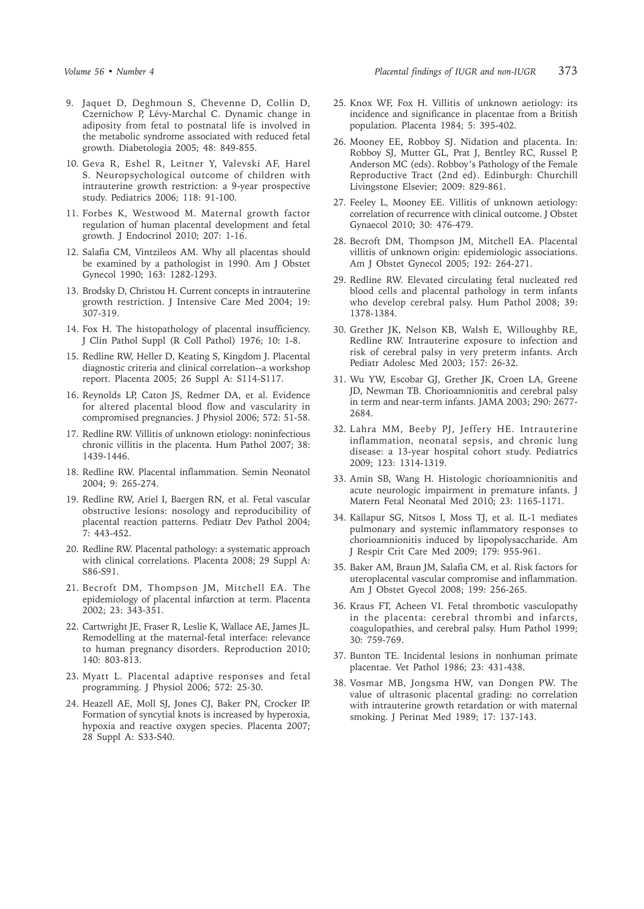9. Jaquet D, Deghmoun S, Chevenne D, Collin D, Czernichow P, Lévy-Marchal C. Dynamic change in adiposity from fetal to postnatal life is involved in the metabolic syndrome associated with reduced fetal growth. Diabetologia 2005; 48: 849-855.
10. Geva R, Eshel R, Leitner Y, Valevski AF, Harel S. Neuropsychological outcome of children with intrauterine growth restriction: a 9-year prospective study. Pediatrics 2006; 118: 91-100.
11. Forbes K, Westwood M. Maternal growth factor regulation of human placental development and fetal growth. J Endocrinol 2010; 207: 1-16.
12. Salafia CM, Vintzileos AM. Why all placentas should be examined by a pathologist in 1990. Am J Obstet Gynecol 1990; 163: 1282-1293.
13. Brodsky D, Christou H. Current concepts in intrauterine growth restriction. J Intensive Care Med 2004; 19: 307-319.
14. Fox H. The histopathology of placental insufficiency. J Clin Pathol Suppl (R Coll Pathol) 1976; 10: 1-8.
15. Redline RW, Heller D, Keating S, Kingdom J. Placental diagnostic criteria and clinical correlation--a workshop report. Placenta 2005; 26 Suppl A: S114-S117.
16. Reynolds LP, Caton JS, Redmer DA, et al. Evidence for altered placental blood flow and vascularity in compromised pregnancies. J Physiol 2006; 572: 51-58.
17. Redline RW. Villitis of unknown etiology: noninfectious chronic villitis in the placenta. Hum Pathol 2007; 38: 1439-1446.
18. Redline RW. Placental inflammation. Semin Neonatol 2004; 9: 265-274.
19. Redline RW, Ariel I, Baergen RN, et al. Fetal vascular obstructive lesions: nosology and reproducibility of placental reaction patterns. Pediatr Dev Pathol 2004; 7: 443-452.
20. Redline RW. Placental pathology: a systematic approach with clinical correlations. Placenta 2008; 29 Suppl A: S86-S91.
21. Becroft DM, Thompson JM, Mitchell EA. The epidemiology of placental infarction at term. Placenta 2002; 23: 343-351.
22. Cartwright JE, Fraser R, Leslie K, Wallace AE, James JL. Remodelling at the maternal-fetal interface: relevance to human pregnancy disorders. Reproduction 2010; 140: 803-813.
23. Myatt L. Placental adaptive responses and fetal programming. J Physiol 2006; 572: 25-30.
24. Heazell AE, Moll SJ, Jones CJ, Baker PN, Crocker IP. Formation of syncytial knots is increased by hyperoxia, hypoxia and reactive oxygen species. Placenta 2007; 28 Suppl A: S33-S40.
25. Knox WF, Fox H. Villitis of unknown aetiology: its incidence and significance in placentae from a British population. Placenta 1984; 5: 395-402.
26. Mooney EE, Robboy SJ. Nidation and placenta. In: Robboy SJ, Mutter GL, Prat J, Bentley RC, Russel P, Anderson MC (eds). Robboy's Pathology of the Female Reproductive Tract (2nd ed). Edinburgh: Churchill Livingstone Elsevier; 2009: 829-861.
27. Feeley L, Mooney EE. Villitis of unknown aetiology: correlation of recurrence with clinical outcome. J Obstet Gynaecol 2010; 30: 476-479.
28. Becroft DM, Thompson JM, Mitchell EA. Placental villitis of unknown origin: epidemiologic associations. Am J Obstet Gynecol 2005; 192: 264-271.
29. Redline RW. Elevated circulating fetal nucleated red blood cells and placental pathology in term infants who develop cerebral palsy. Hum Pathol 2008; 39: 1378-1384.
30. Grether JK, Nelson KB, Walsh E, Willoughby RE, Redline RW. Intrauterine exposure to infection and risk of cerebral palsy in very preterm infants. Arch Pediatr Adolesc Med 2003; 157: 26-32.
31. Wu YW, Escobar GJ, Grether JK, Croen LA, Greene JD, Newman TB. Chorioamnionitis and cerebral palsy in term and near-term infants. JAMA 2003; 290: 2677-2684.
32. Lahra MM, Beeby PJ, Jeffery HE. Intrauterine inflammation, neonatal sepsis, and chronic lung disease: a 13-year hospital cohort study. Pediatrics 2009; 123: 1314-1319.
33. Amin SB, Wang H. Histologic chorioamnionitis and acute neurologic impairment in premature infants. J Matern Fetal Neonatal Med 2010; 23: 1165-1171.
34. Kallapur SG, Nitsos I, Moss TJ, et al. IL-1 mediates pulmonary and systemic inflammatory responses to chorioamnionitis induced by lipopolysaccharide. Am J Respir Crit Care Med 2009; 179: 955-961.
35. Baker AM, Braun JM, Salafia CM, et al. Risk factors for uteroplacental vascular compromise and inflammation. Am J Obstet Gyecol 2008; 199: 256-265.
36. Kraus FT, Acheen VI. Fetal thrombotic vasculopathy in the placenta: cerebral thrombi and infarcts, coagulopathies, and cerebral palsy. Hum Pathol 1999; 30: 759-769.
37. Bunton TE. Incidental lesions in nonhuman primate placentae. Vet Pathol 1986; 23: 431-438.
38. Vosmar MB, Jongsma HW, van Dongen PW. The value of ultrasonic placental grading: no correlation with intrauterine growth retardation or with maternal smoking. J Perinat Med 1989; 17: 137-143.